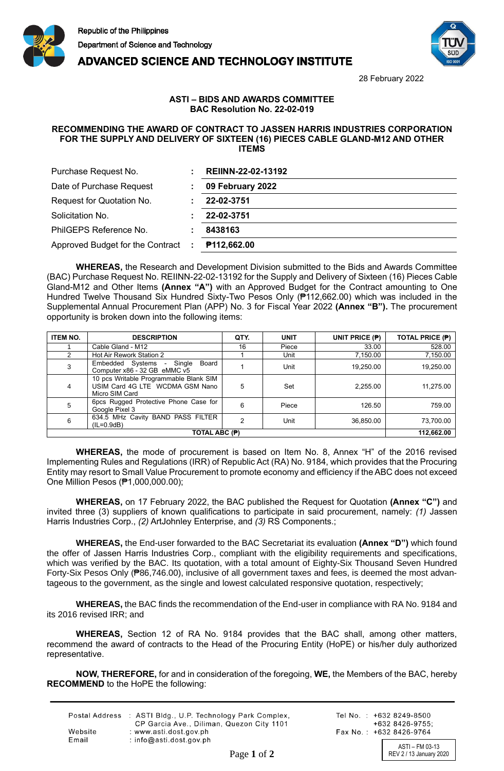Republic of the Philippines

Department of Science and Technology

**ADVANCED SCIENCE AND TECHNOLOGY INSTITUTE**

28 February 2022

**ASTI – BIDS AND AWARDS COMMITTEE**
**BAC Resolution No. 22-02-019**

**RECOMMENDING THE AWARD OF CONTRACT TO JASSEN HARRIS INDUSTRIES CORPORATION FOR THE SUPPLY AND DELIVERY OF SIXTEEN (16) PIECES CABLE GLAND-M12 AND OTHER ITEMS**

| | | |
|---|---|---|
| Purchase Request No. | : | **REIINN-22-02-13192** |
| Date of Purchase Request | : | **09 February 2022** |
| Request for Quotation No. | : | **22-02-3751** |
| Solicitation No. | : | **22-02-3751** |
| PhilGEPS Reference No. | : | **8438163** |
| Approved Budget for the Contract | : | **₱112,662.00** |

**WHEREAS,** the Research and Development Division submitted to the Bids and Awards Committee (BAC) Purchase Request No. REIINN-22-02-13192 for the Supply and Delivery of Sixteen (16) Pieces Cable Gland-M12 and Other Items **(Annex "A")** with an Approved Budget for the Contract amounting to One Hundred Twelve Thousand Six Hundred Sixty-Two Pesos Only (₱112,662.00) which was included in the Supplemental Annual Procurement Plan (APP) No. 3 for Fiscal Year 2022 **(Annex "B").** The procurement opportunity is broken down into the following items:

| ITEM NO. | DESCRIPTION | QTY. | UNIT | UNIT PRICE (₱) | TOTAL PRICE (₱) |
|---|---|---|---|---|---|
| 1 | Cable Gland - M12 | 16 | Piece | 33.00 | 528.00 |
| 2 | Hot Air Rework Station 2 | 1 | Unit | 7,150.00 | 7,150.00 |
| 3 | Embedded Systems - Single Board Computer x86 - 32 GB eMMC v5 | 1 | Unit | 19,250.00 | 19,250.00 |
| 4 | 10 pcs Writable Programmable Blank SIM USIM Card 4G LTE WCDMA GSM Nano Micro SIM Card | 5 | Set | 2,255.00 | 11,275.00 |
| 5 | 6pcs Rugged Protective Phone Case for Google Pixel 3 | 6 | Piece | 126.50 | 759.00 |
| 6 | 634.5 MHz Cavity BAND PASS FILTER (IL=0.9dB) | 2 | Unit | 36,850.00 | 73,700.00 |
| **TOTAL ABC (₱)** | | | | | **112,662.00** |

**WHEREAS,** the mode of procurement is based on Item No. 8, Annex "H" of the 2016 revised Implementing Rules and Regulations (IRR) of Republic Act (RA) No. 9184, which provides that the Procuring Entity may resort to Small Value Procurement to promote economy and efficiency if the ABC does not exceed One Million Pesos (₱1,000,000.00);

**WHEREAS,** on 17 February 2022, the BAC published the Request for Quotation **(Annex "C")** and invited three (3) suppliers of known qualifications to participate in said procurement, namely: *(1)* Jassen Harris Industries Corp., *(2)* ArtJohnley Enterprise, and *(3)* RS Components.;

**WHEREAS,** the End-user forwarded to the BAC Secretariat its evaluation **(Annex "D")** which found the offer of Jassen Harris Industries Corp., compliant with the eligibility requirements and specifications, which was verified by the BAC. Its quotation, with a total amount of Eighty-Six Thousand Seven Hundred Forty-Six Pesos Only (₱86,746.00), inclusive of all government taxes and fees, is deemed the most advantageous to the government, as the single and lowest calculated responsive quotation, respectively;

**WHEREAS,** the BAC finds the recommendation of the End-user in compliance with RA No. 9184 and its 2016 revised IRR; and

**WHEREAS,** Section 12 of RA No. 9184 provides that the BAC shall, among other matters, recommend the award of contracts to the Head of the Procuring Entity (HoPE) or his/her duly authorized representative.

**NOW, THEREFORE,** for and in consideration of the foregoing, **WE,** the Members of the BAC, hereby **RECOMMEND** to the HoPE the following:

Postal Address : ASTI Bldg., U.P. Technology Park Complex, CP Garcia Ave., Diliman, Quezon City 1101
Website : www.asti.dost.gov.ph
Email : info@asti.dost.gov.ph
Tel No. : +632 8249-8500, +632 8426-9755;
Fax No. : +632 8426-9764

ASTI – FM 03-13
REV 2 / 13 January 2020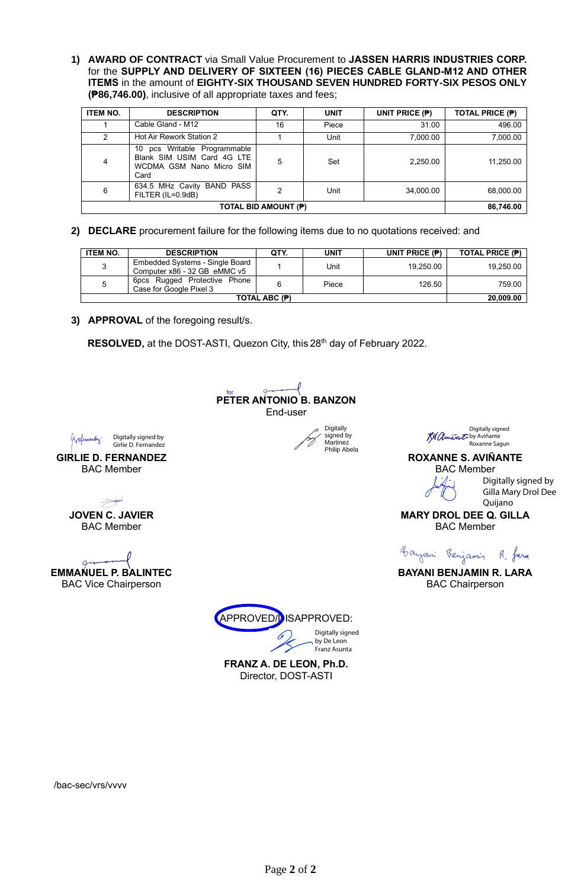1) **AWARD OF CONTRACT** via Small Value Procurement to **JASSEN HARRIS INDUSTRIES CORP.** for the **SUPPLY AND DELIVERY OF SIXTEEN (16) PIECES CABLE GLAND-M12 AND OTHER ITEMS** in the amount of **EIGHTY-SIX THOUSAND SEVEN HUNDRED FORTY-SIX PESOS ONLY (₱86,746.00)**, inclusive of all appropriate taxes and fees;

| ITEM NO. | DESCRIPTION | QTY. | UNIT | UNIT PRICE (₱) | TOTAL PRICE (₱) |
|---|---|---|---|---|---|
| 1 | Cable Gland - M12 | 16 | Piece | 31.00 | 496.00 |
| 2 | Hot Air Rework Station 2 | 1 | Unit | 7,000.00 | 7,000.00 |
| 4 | 10 pcs Writable Programmable Blank SIM USIM Card 4G LTE WCDMA GSM Nano Micro SIM Card | 5 | Set | 2,250.00 | 11,250.00 |
| 6 | 634.5 MHz Cavity BAND PASS FILTER (IL=0.9dB) | 2 | Unit | 34,000.00 | 68,000.00 |
| **TOTAL BID AMOUNT (₱)** | | | | | **86,746.00** |

2) **DECLARE** procurement failure for the following items due to no quotations received: and

| ITEM NO. | DESCRIPTION | QTY. | UNIT | UNIT PRICE (₱) | TOTAL PRICE (₱) |
|---|---|---|---|---|---|
| 3 | Embedded Systems - Single Board Computer x86 - 32 GB eMMC v5 | 1 | Unit | 19,250.00 | 19,250.00 |
| 5 | 6pcs Rugged Protective Phone Case for Google Pixel 3 | 6 | Piece | 126.50 | 759.00 |
| **TOTAL ABC (₱)** | | | | | **20,009.00** |

3) **APPROVAL** of the foregoing result/s.

**RESOLVED,** at the DOST-ASTI, Quezon City, this 28th day of February 2022.

for
**PETER ANTONIO B. BANZON**
End-user

Digitally signed by Girlie D. Fernandez
**GIRLIE D. FERNANDEZ**
BAC Member

Digitally signed by Martinez Philip Abela

Digitally signed by Aviñante Roxanne Sagun
**ROXANNE S. AVIÑANTE**
BAC Member

Digitally signed by Gilla Mary Drol Dee Quijano
**MARY DROL DEE Q. GILLA**
BAC Member

**JOVEN C. JAVIER**
BAC Member

**EMMANUEL P. BALINTEC**
BAC Vice Chairperson

**BAYANI BENJAMIN R. LARA**
BAC Chairperson

APPROVED/DISAPPROVED:

Digitally signed by De Leon Franz Asunta
**FRANZ A. DE LEON, Ph.D.**
Director, DOST-ASTI

/bac-sec/vrs/vvvv